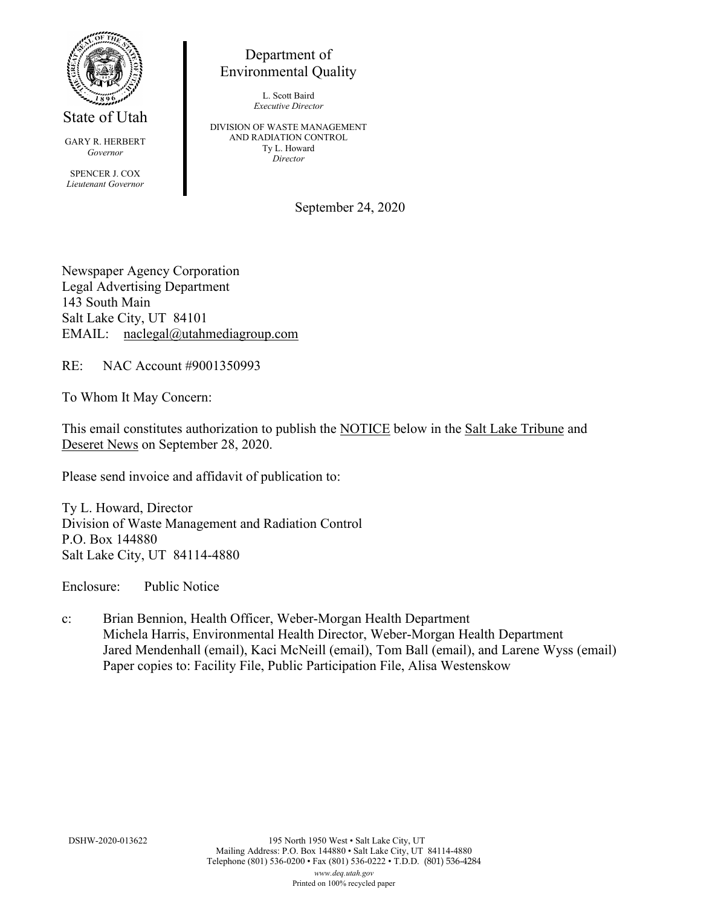State of Utah

GARY R. HERBERT
*Governor*

SPENCER J. COX
*Lieutenant Governor*

Department of
Environmental Quality

L. Scott Baird
*Executive Director*

DIVISION OF WASTE MANAGEMENT
AND RADIATION CONTROL
Ty L. Howard
*Director*

September 24, 2020

Newspaper Agency Corporation
Legal Advertising Department
143 South Main
Salt Lake City, UT 84101
EMAIL: naclegal@utahmediagroup.com

RE: NAC Account #9001350993

To Whom It May Concern:

This email constitutes authorization to publish the NOTICE below in the Salt Lake Tribune and Deseret News on September 28, 2020.

Please send invoice and affidavit of publication to:

Ty L. Howard, Director
Division of Waste Management and Radiation Control
P.O. Box 144880
Salt Lake City, UT 84114-4880

Enclosure: Public Notice

c: Brian Bennion, Health Officer, Weber-Morgan Health Department
Michela Harris, Environmental Health Director, Weber-Morgan Health Department
Jared Mendenhall (email), Kaci McNeill (email), Tom Ball (email), and Larene Wyss (email)
Paper copies to: Facility File, Public Participation File, Alisa Westenskow

DSHW-2020-013622

195 North 1950 West • Salt Lake City, UT
Mailing Address: P.O. Box 144880 • Salt Lake City, UT 84114-4880
Telephone (801) 536-0200 • Fax (801) 536-0222 • T.D.D. (801) 536-4284
*www.deq.utah.gov*
Printed on 100% recycled paper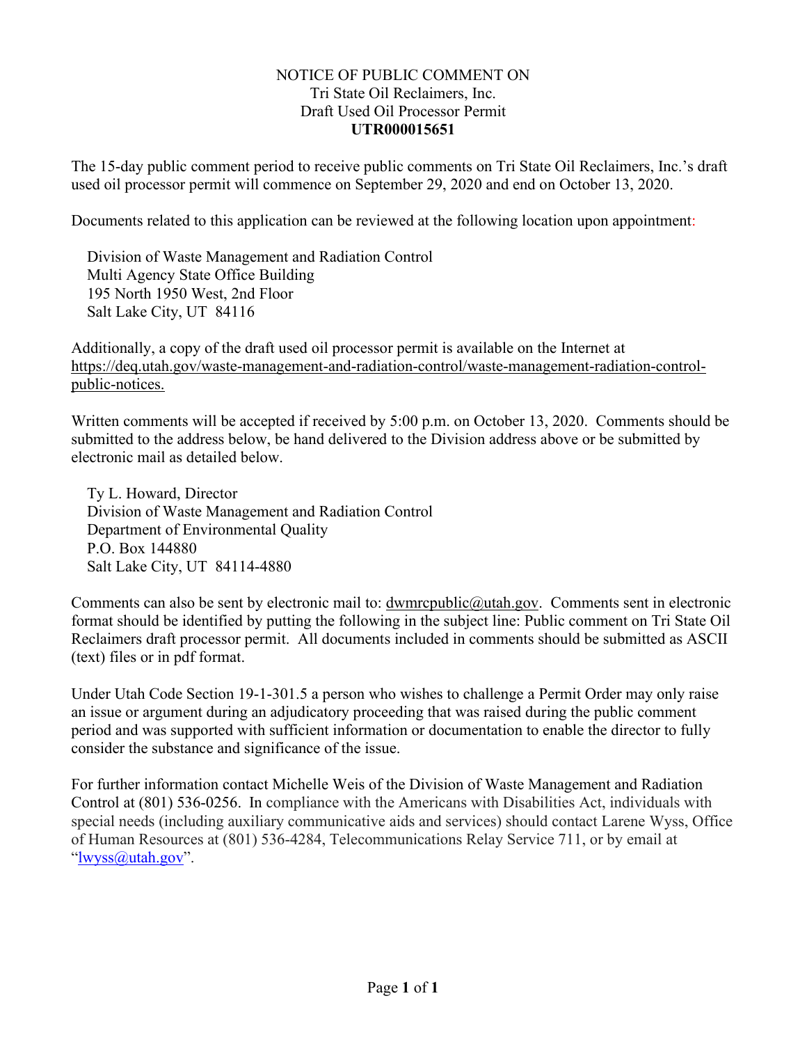NOTICE OF PUBLIC COMMENT ON
Tri State Oil Reclaimers, Inc.
Draft Used Oil Processor Permit
**UTR000015651**

The 15-day public comment period to receive public comments on Tri State Oil Reclaimers, Inc.'s draft used oil processor permit will commence on September 29, 2020 and end on October 13, 2020.

Documents related to this application can be reviewed at the following location upon appointment:

Division of Waste Management and Radiation Control
Multi Agency State Office Building
195 North 1950 West, 2nd Floor
Salt Lake City, UT 84116

Additionally, a copy of the draft used oil processor permit is available on the Internet at https://deq.utah.gov/waste-management-and-radiation-control/waste-management-radiation-control-public-notices.

Written comments will be accepted if received by 5:00 p.m. on October 13, 2020. Comments should be submitted to the address below, be hand delivered to the Division address above or be submitted by electronic mail as detailed below.

Ty L. Howard, Director
Division of Waste Management and Radiation Control
Department of Environmental Quality
P.O. Box 144880
Salt Lake City, UT 84114-4880

Comments can also be sent by electronic mail to: dwmrcpublic@utah.gov. Comments sent in electronic format should be identified by putting the following in the subject line: Public comment on Tri State Oil Reclaimers draft processor permit. All documents included in comments should be submitted as ASCII (text) files or in pdf format.

Under Utah Code Section 19-1-301.5 a person who wishes to challenge a Permit Order may only raise an issue or argument during an adjudicatory proceeding that was raised during the public comment period and was supported with sufficient information or documentation to enable the director to fully consider the substance and significance of the issue.

For further information contact Michelle Weis of the Division of Waste Management and Radiation Control at (801) 536-0256. In compliance with the Americans with Disabilities Act, individuals with special needs (including auxiliary communicative aids and services) should contact Larene Wyss, Office of Human Resources at (801) 536-4284, Telecommunications Relay Service 711, or by email at "lwyss@utah.gov".